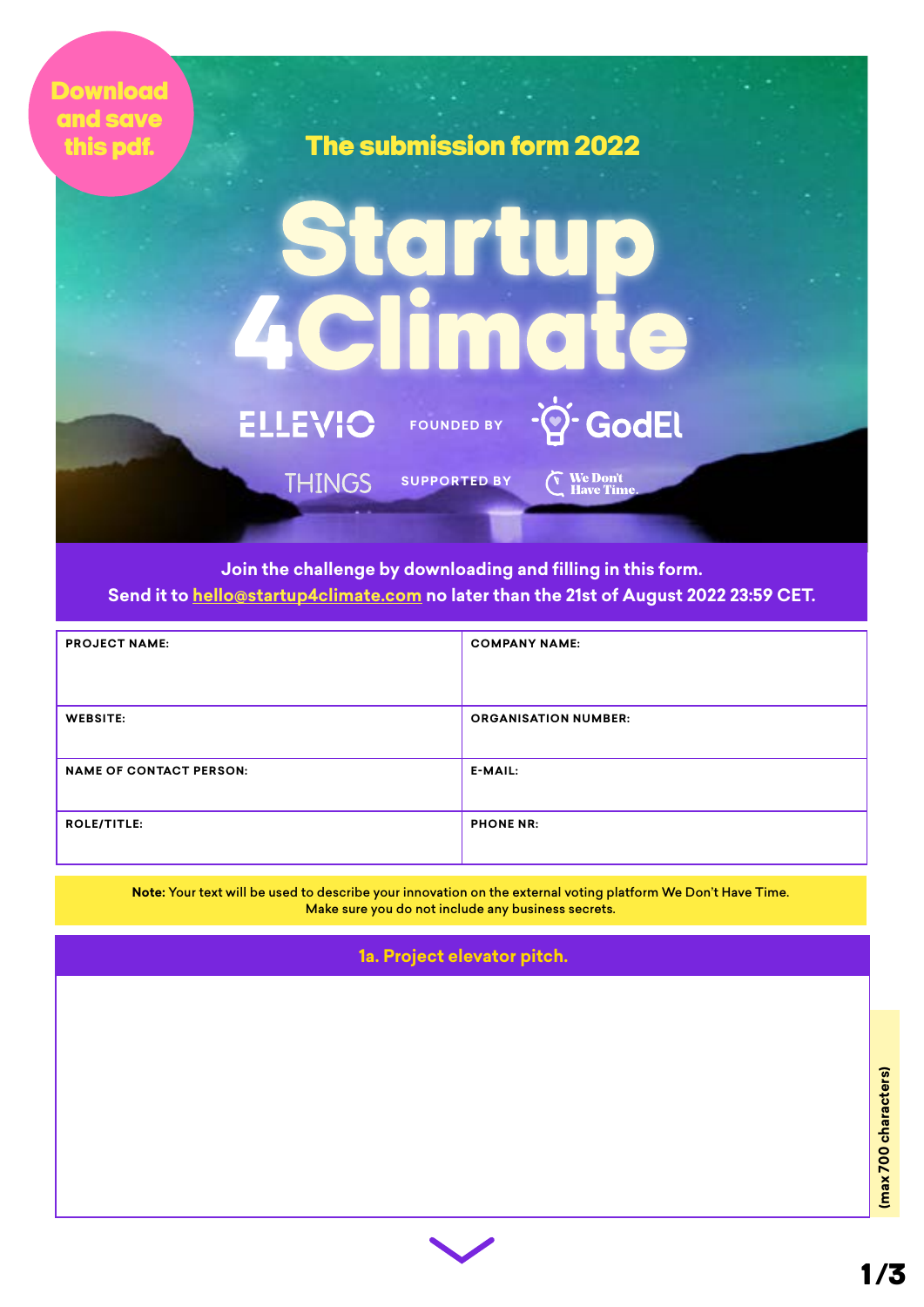Download and save this pdf.

## The submission form 2022

# Startup 4Climate

ELLEVIO FOUNDED BY GodEl

THINGS SUPPORTED BY We Don't Have Time.

Join the challenge by downloading and filling in this form.
Send it to hello@startup4climate.com no later than the 21st of August 2022 23:59 CET.

| PROJECT NAME: | COMPANY NAME: |
| --- | --- |
| WEBSITE: | ORGANISATION NUMBER: |
| NAME OF CONTACT PERSON: | E-MAIL: |
| ROLE/TITLE: | PHONE NR: |

**Note:** Your text will be used to describe your innovation on the external voting platform We Don't Have Time. Make sure you do not include any business secrets.

### 1a. Project elevator pitch.

(max 700 characters)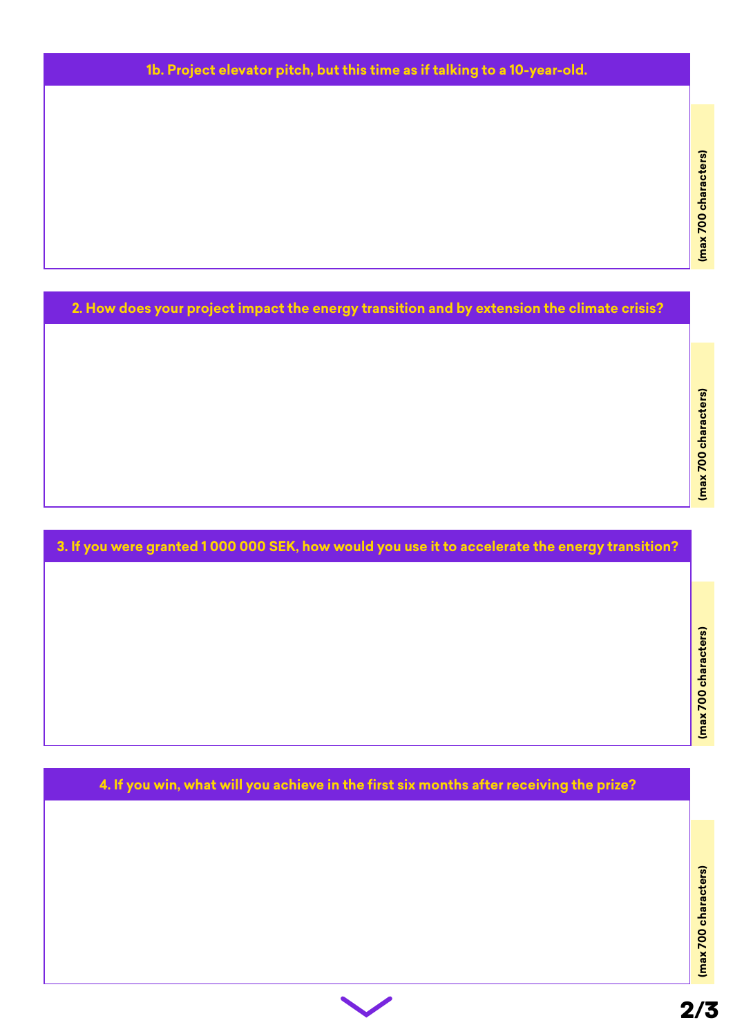## 1b. Project elevator pitch, but this time as if talking to a 10-year-old.

(max 700 characters)

## 2. How does your project impact the energy transition and by extension the climate crisis?

(max 700 characters)

## 3. If you were granted 1 000 000 SEK, how would you use it to accelerate the energy transition?

(max 700 characters)

## 4. If you win, what will you achieve in the first six months after receiving the prize?

(max 700 characters)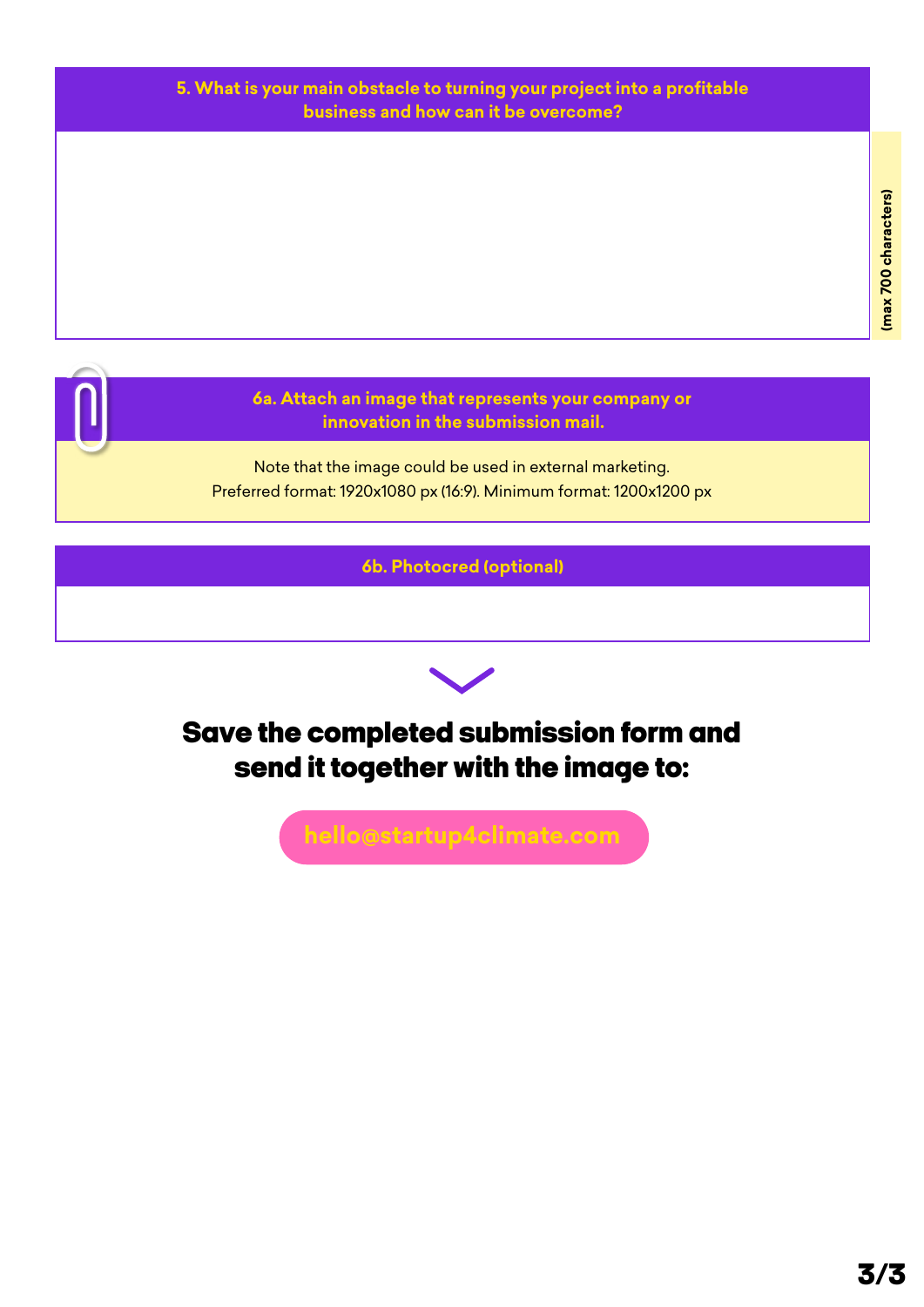**5. What is your main obstacle to turning your project into a profitable business and how can it be overcome?**

(max 700 characters)

**6a. Attach an image that represents your company or innovation in the submission mail.**

Note that the image could be used in external marketing.
Preferred format: 1920x1080 px (16:9). Minimum format: 1200x1200 px

**6b. Photocred (optional)**

## Save the completed submission form and send it together with the image to:

hello@startup4climate.com